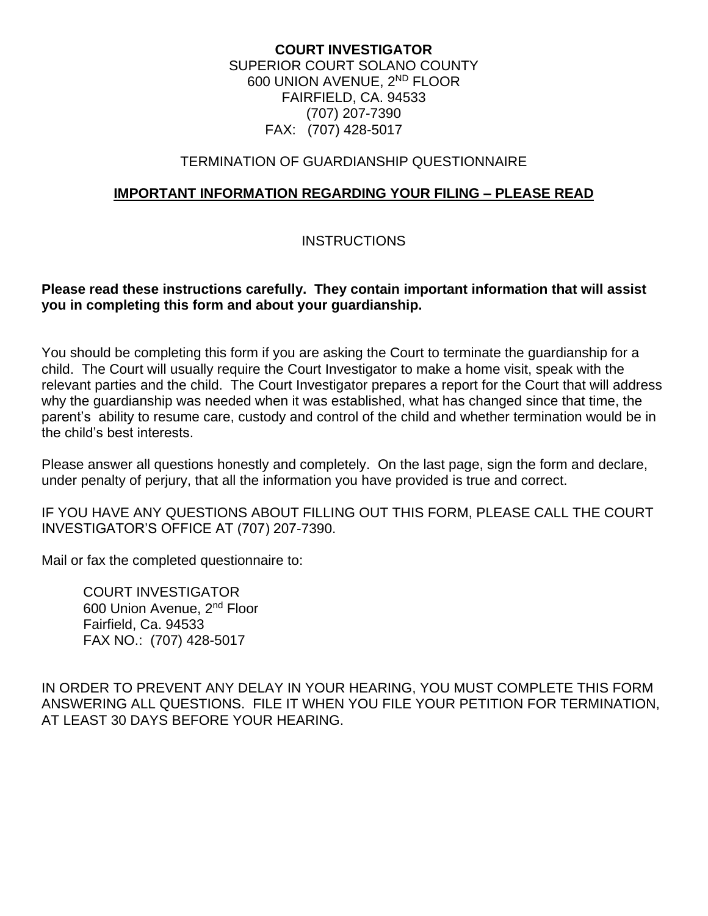**COURT INVESTIGATOR**
SUPERIOR COURT SOLANO COUNTY
600 UNION AVENUE, 2ND FLOOR
FAIRFIELD, CA. 94533
(707) 207-7390
FAX: (707) 428-5017

TERMINATION OF GUARDIANSHIP QUESTIONNAIRE

**IMPORTANT INFORMATION REGARDING YOUR FILING – PLEASE READ**

INSTRUCTIONS

**Please read these instructions carefully. They contain important information that will assist you in completing this form and about your guardianship.**

You should be completing this form if you are asking the Court to terminate the guardianship for a child. The Court will usually require the Court Investigator to make a home visit, speak with the relevant parties and the child. The Court Investigator prepares a report for the Court that will address why the guardianship was needed when it was established, what has changed since that time, the parent's ability to resume care, custody and control of the child and whether termination would be in the child's best interests.

Please answer all questions honestly and completely. On the last page, sign the form and declare, under penalty of perjury, that all the information you have provided is true and correct.

IF YOU HAVE ANY QUESTIONS ABOUT FILLING OUT THIS FORM, PLEASE CALL THE COURT INVESTIGATOR'S OFFICE AT (707) 207-7390.

Mail or fax the completed questionnaire to:

COURT INVESTIGATOR
600 Union Avenue, 2nd Floor
Fairfield, Ca. 94533
FAX NO.: (707) 428-5017

IN ORDER TO PREVENT ANY DELAY IN YOUR HEARING, YOU MUST COMPLETE THIS FORM ANSWERING ALL QUESTIONS. FILE IT WHEN YOU FILE YOUR PETITION FOR TERMINATION, AT LEAST 30 DAYS BEFORE YOUR HEARING.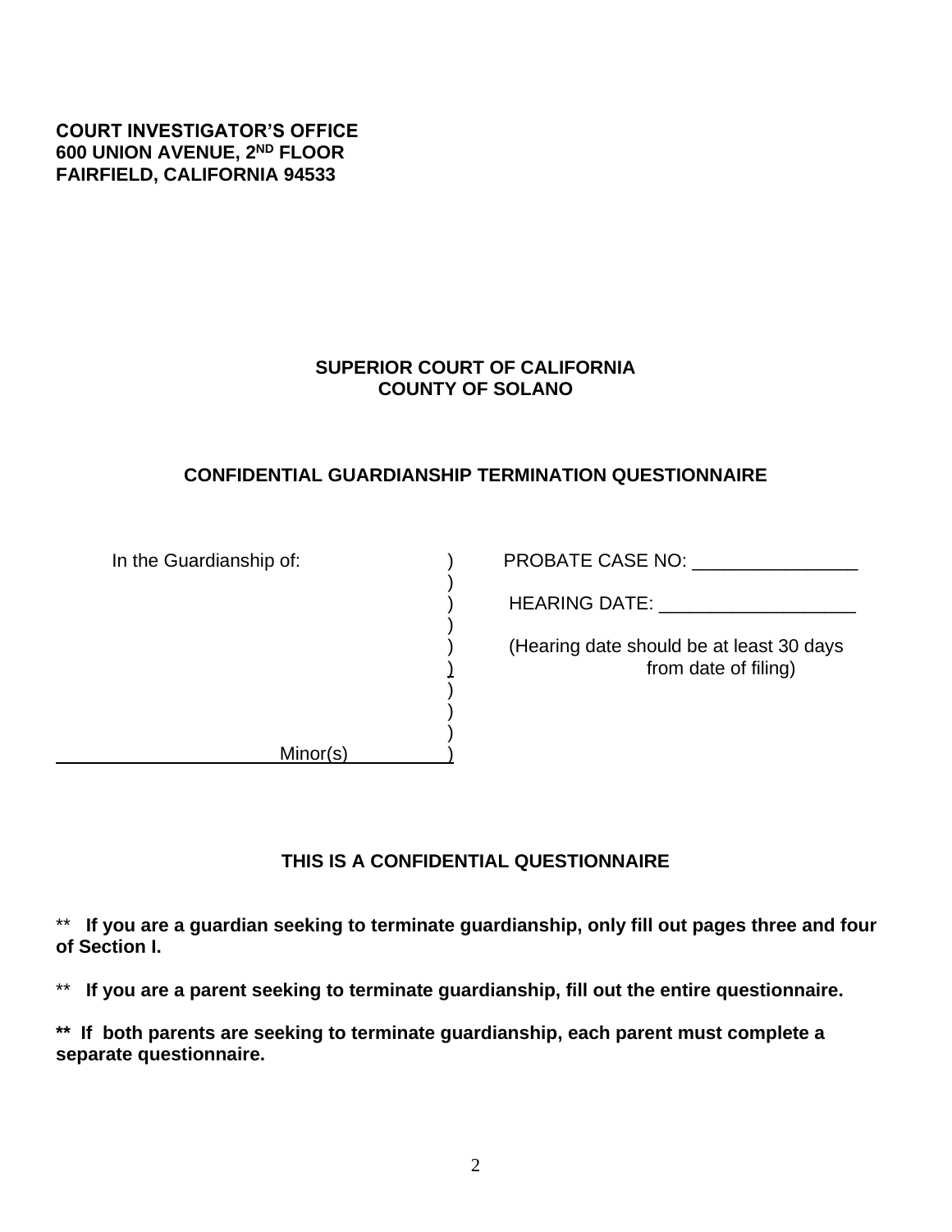**COURT INVESTIGATOR'S OFFICE**
**600 UNION AVENUE, 2ND FLOOR**
**FAIRFIELD, CALIFORNIA 94533**

**SUPERIOR COURT OF CALIFORNIA**
**COUNTY OF SOLANO**

## CONFIDENTIAL GUARDIANSHIP TERMINATION QUESTIONNAIRE

| In the Guardianship of: | PROBATE CASE NO: ________________ |
|---|---|
| | HEARING DATE: ___________________ |
| | (Hearing date should be at least 30 days from date of filing) |
| ______________________ Minor(s) | |

### THIS IS A CONFIDENTIAL QUESTIONNAIRE

** **If you are a guardian seeking to terminate guardianship, only fill out pages three and four of Section I.**

** **If you are a parent seeking to terminate guardianship, fill out the entire questionnaire.**

**** If both parents are seeking to terminate guardianship, each parent must complete a separate questionnaire.**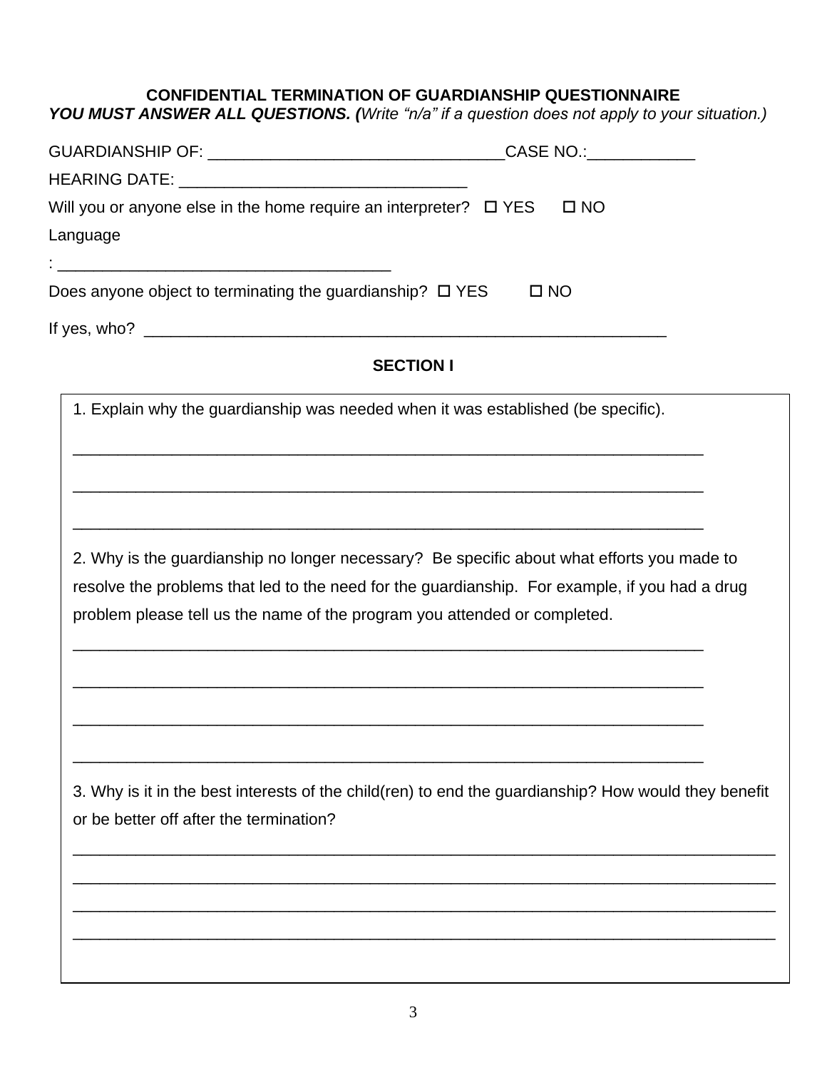**CONFIDENTIAL TERMINATION OF GUARDIANSHIP QUESTIONNAIRE**

***YOU MUST ANSWER ALL QUESTIONS. (****Write "n/a" if a question does not apply to your situation.)*

GUARDIANSHIP OF: ________________________________CASE NO.:____________

HEARING DATE: _______________________________

Will you or anyone else in the home require an interpreter? ☐ YES ☐ NO

Language

: ____________________________________

Does anyone object to terminating the guardianship? ☐ YES ☐ NO

If yes, who? _________________________________________________________

**SECTION I**

1. Explain why the guardianship was needed when it was established (be specific).

______________________________________________________________________

______________________________________________________________________

______________________________________________________________________

2. Why is the guardianship no longer necessary? Be specific about what efforts you made to resolve the problems that led to the need for the guardianship. For example, if you had a drug problem please tell us the name of the program you attended or completed.

______________________________________________________________________

______________________________________________________________________

______________________________________________________________________

______________________________________________________________________

3. Why is it in the best interests of the child(ren) to end the guardianship? How would they benefit or be better off after the termination?

______________________________________________________________________

______________________________________________________________________

______________________________________________________________________

______________________________________________________________________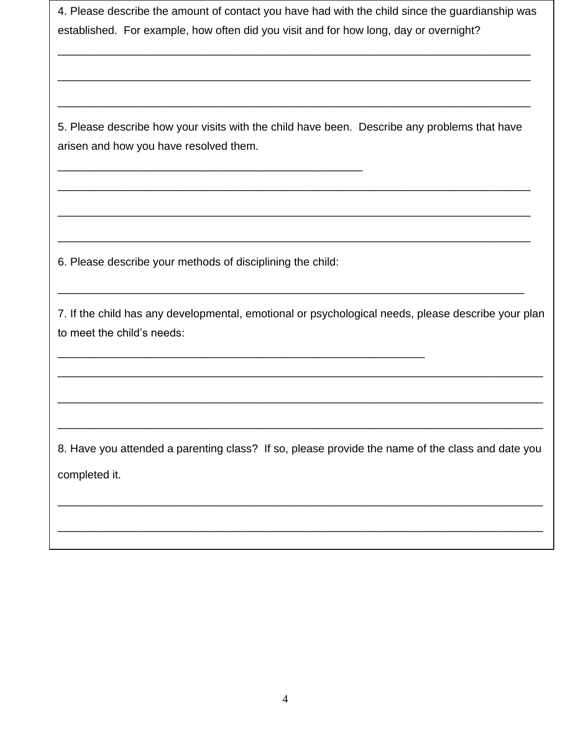4. Please describe the amount of contact you have had with the child since the guardianship was established.  For example, how often did you visit and for how long, day or overnight?

_______________________________________________________________________________

_______________________________________________________________________________

_______________________________________________________________________________

5. Please describe how your visits with the child have been.  Describe any problems that have arisen and how you have resolved them.

___________________________________________________

_______________________________________________________________________________

_______________________________________________________________________________

_______________________________________________________________________________

6. Please describe your methods of disciplining the child:

______________________________________________________________________________

7. If the child has any developmental, emotional or psychological needs, please describe your plan to meet the child's needs:

_____________________________________________________________

_________________________________________________________________________________

_________________________________________________________________________________

_________________________________________________________________________________

8. Have you attended a parenting class?  If so, please provide the name of the class and date you completed it.

_________________________________________________________________________________

_________________________________________________________________________________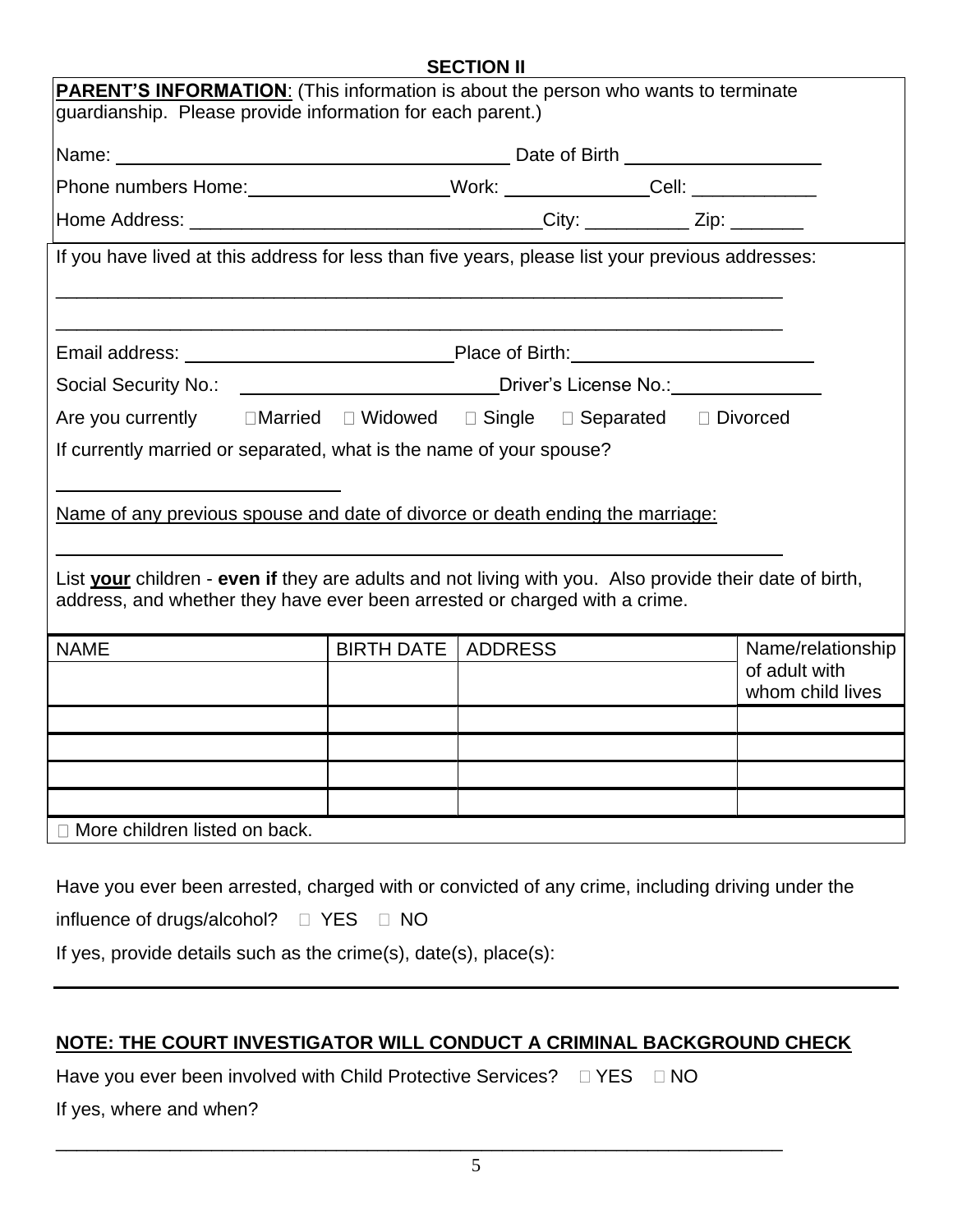## SECTION II

**PARENT'S INFORMATION**: (This information is about the person who wants to terminate guardianship. Please provide information for each parent.)

Name: ______________________________________ Date of Birth ___________________

Phone numbers Home:___________________Work: ______________Cell: ____________

Home Address: _________________________________City: __________ Zip: _______

If you have lived at this address for less than five years, please list your previous addresses:

______________________________________________________________________

______________________________________________________________________

Email address: __________________________Place of Birth:_______________________

Social Security No.: ________________________Driver's License No.:______________

Are you currently ☐Married ☐ Widowed ☐ Single ☐ Separated ☐ Divorced

If currently married or separated, what is the name of your spouse?

___________________________

Name of any previous spouse and date of divorce or death ending the marriage:

______________________________________________________________________

List **your** children - **even if** they are adults and not living with you. Also provide their date of birth, address, and whether they have ever been arrested or charged with a crime.

| NAME | BIRTH DATE | ADDRESS | Name/relationship of adult with whom child lives |
|---|---|---|---|
| | | | |
| | | | |
| | | | |
| | | | |
| | | | |

☐ More children listed on back.

Have you ever been arrested, charged with or convicted of any crime, including driving under the influence of drugs/alcohol? ☐ YES ☐ NO

If yes, provide details such as the crime(s), date(s), place(s):

______________________________________________________________________

**NOTE: THE COURT INVESTIGATOR WILL CONDUCT A CRIMINAL BACKGROUND CHECK**

Have you ever been involved with Child Protective Services? ☐ YES ☐ NO

If yes, where and when?

______________________________________________________________________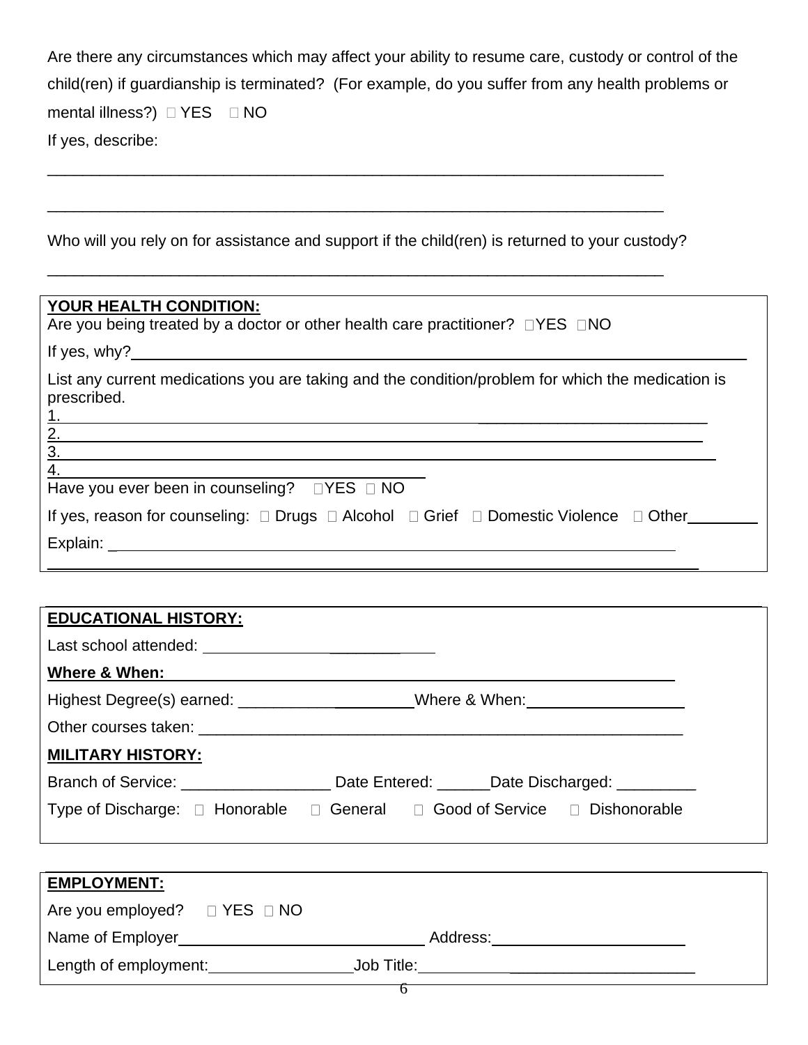Are there any circumstances which may affect your ability to resume care, custody or control of the child(ren) if guardianship is terminated? (For example, do you suffer from any health problems or mental illness?) ☐ YES ☐ NO

If yes, describe:

______________________________________________________________________

______________________________________________________________________

Who will you rely on for assistance and support if the child(ren) is returned to your custody?

______________________________________________________________________

**YOUR HEALTH CONDITION:**

Are you being treated by a doctor or other health care practitioner? ☐YES ☐NO

If yes, why?______________________________________________________________

List any current medications you are taking and the condition/problem for which the medication is prescribed.

1. ______________________________________________________________
2. ______________________________________________________________
3. ______________________________________________________________
4. ______________________________________

Have you ever been in counseling? ☐YES ☐ NO

If yes, reason for counseling: ☐ Drugs ☐ Alcohol ☐ Grief ☐ Domestic Violence ☐ Other________

Explain: ____________________________________________________________

______________________________________________________________________

**EDUCATIONAL HISTORY:**

Last school attended: ____________________

**Where & When:** ______________________________________________________

Highest Degree(s) earned: ____________________Where & When:__________________

Other courses taken: ____________________________________________________

**MILITARY HISTORY:**

Branch of Service: _________________ Date Entered: ______Date Discharged: _________

Type of Discharge: ☐ Honorable ☐ General ☐ Good of Service ☐ Dishonorable

**EMPLOYMENT:**

Are you employed? ☐ YES ☐ NO

Name of Employer_____________________________ Address:______________________

Length of employment:________________Job Title:_________________________________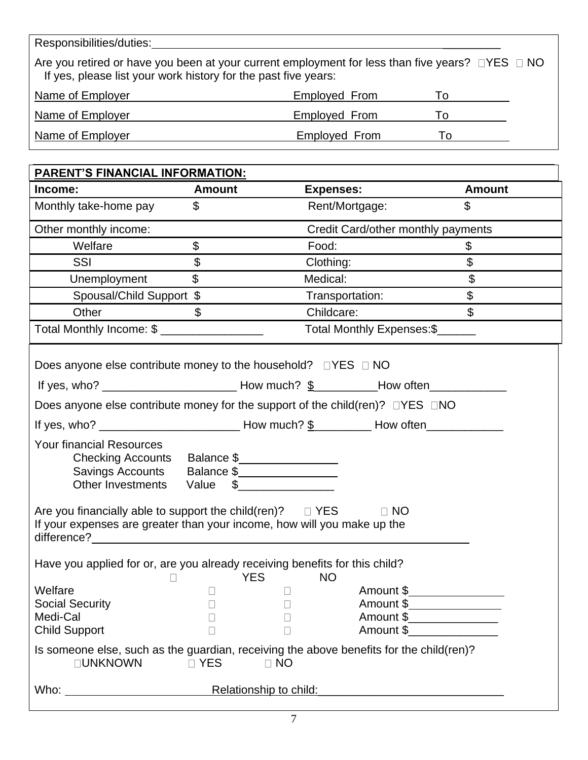Responsibilities/duties:_______________________________________________________

Are you retired or have you been at your current employment for less than five years? ☐YES ☐ NO
If yes, please list your work history for the past five years:

Name of Employer _______________________ Employed From ________ To ________

Name of Employer _______________________ Employed From ________ To ________

Name of Employer _______________________ Employed From ________ To ________

**PARENT'S FINANCIAL INFORMATION:**

| Income: | Amount | Expenses: | Amount |
|---|---|---|---|
| Monthly take-home pay | $ | Rent/Mortgage: | $ |
| Other monthly income: | | Credit Card/other monthly payments | |
| Welfare | $ | Food: | $ |
| SSI | $ | Clothing: | $ |
| Unemployment | $ | Medical: | $ |
| Spousal/Child Support | $ | Transportation: | $ |
| Other | $ | Childcare: | $ |
| Total Monthly Income: $ ________________ | | Total Monthly Expenses:$______ | |

Does anyone else contribute money to the household? ☐YES ☐ NO

If yes, who? _____________________ How much? $__________How often____________

Does anyone else contribute money for the support of the child(ren)? ☐YES ☐NO

If yes, who? ______________________ How much? $_________ How often____________

Your financial Resources
- Checking Accounts Balance $________________
- Savings Accounts Balance $________________
- Other Investments Value $_______________

Are you financially able to support the child(ren)? ☐ YES ☐ NO
If your expenses are greater than your income, how will you make up the difference?_______________________________________________

Have you applied for or, are you already receiving benefits for this child?

| | YES | NO | |
|---|---|---|---|
| Welfare | ☐ | ☐ | Amount $_______________ |
| Social Security | ☐ | ☐ | Amount $_______________ |
| Medi-Cal | ☐ | ☐ | Amount $______________ |
| Child Support | ☐ | ☐ | Amount $______________ |

Is someone else, such as the guardian, receiving the above benefits for the child(ren)?
☐UNKNOWN ☐ YES ☐ NO

Who: _______________________ Relationship to child:_____________________________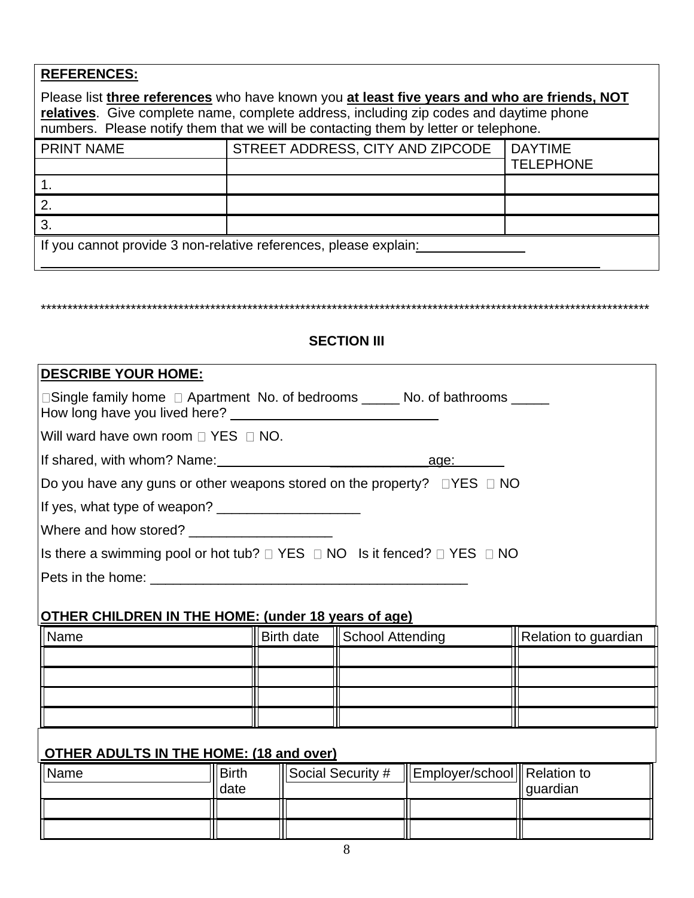**REFERENCES:**

Please list **three references** who have known you **at least five years and who are friends, NOT relatives**. Give complete name, complete address, including zip codes and daytime phone numbers. Please notify them that we will be contacting them by letter or telephone.

| PRINT NAME | STREET ADDRESS, CITY AND ZIPCODE | DAYTIME TELEPHONE |
|---|---|---|
| 1. | | |
| 2. | | |
| 3. | | |

If you cannot provide 3 non-relative references, please explain:______________

_________________________________________________________________________

************************************************************************************************************************

**SECTION III**

**DESCRIBE YOUR HOME:**

☐Single family home ☐ Apartment No. of bedrooms _____ No. of bathrooms _____
How long have you lived here? ___________________________

Will ward have own room ☐ YES ☐ NO.

If shared, with whom? Name:___________________________age:_______

Do you have any guns or other weapons stored on the property? ☐YES ☐ NO

If yes, what type of weapon? ___________________

Where and how stored? ___________________

Is there a swimming pool or hot tub? ☐ YES ☐ NO Is it fenced? ☐ YES ☐ NO

Pets in the home: __________________________________________

**OTHER CHILDREN IN THE HOME: (under 18 years of age)**

| Name | Birth date | School Attending | Relation to guardian |
|---|---|---|---|
| | | | |
| | | | |
| | | | |
| | | | |

**OTHER ADULTS IN THE HOME: (18 and over)**

| Name | Birth date | Social Security # | Employer/school | Relation to guardian |
|---|---|---|---|---|
| | | | | |
| | | | | |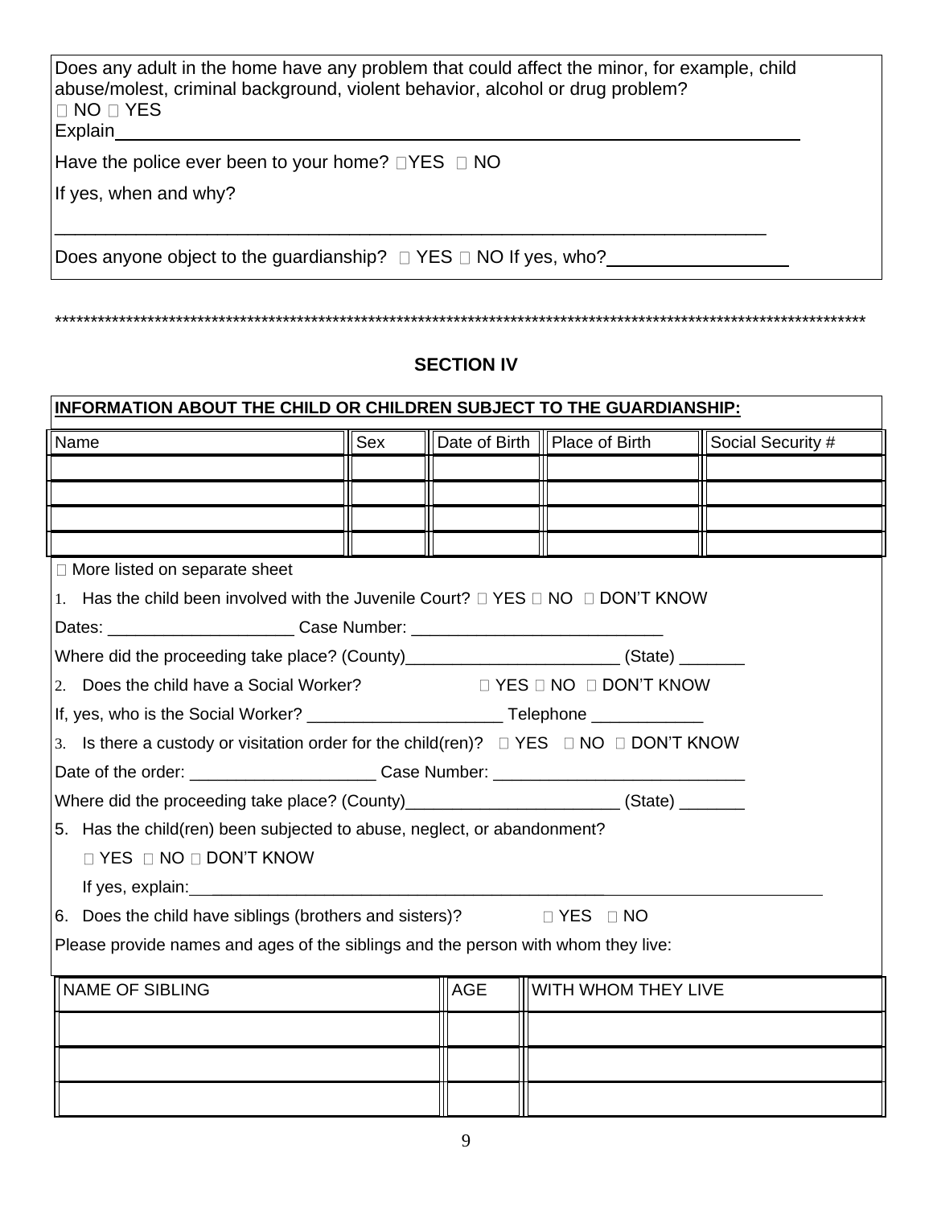Does any adult in the home have any problem that could affect the minor, for example, child abuse/molest, criminal background, violent behavior, alcohol or drug problem?
□ NO □ YES
Explain____________________________________________________________

Have the police ever been to your home? □YES □ NO

If yes, when and why?

______________________________________________________________________

Does anyone object to the guardianship? □ YES □ NO If yes, who?_______________

******************************************************************************************************************

## SECTION IV

**INFORMATION ABOUT THE CHILD OR CHILDREN SUBJECT TO THE GUARDIANSHIP:**

| Name | Sex | Date of Birth | Place of Birth | Social Security # |
|---|---|---|---|---|
| | | | | |
| | | | | |
| | | | | |
| | | | | |

□ More listed on separate sheet

1. Has the child been involved with the Juvenile Court? □ YES □ NO □ DON'T KNOW

Dates: ____________________ Case Number: ___________________________

Where did the proceeding take place? (County)_______________________ (State) _______

2. Does the child have a Social Worker? □ YES □ NO □ DON'T KNOW

If, yes, who is the Social Worker? _____________________ Telephone ____________

3. Is there a custody or visitation order for the child(ren)? □ YES □ NO □ DON'T KNOW

Date of the order: ____________________ Case Number: ___________________________

Where did the proceeding take place? (County)_______________________ (State) _______

5. Has the child(ren) been subjected to abuse, neglect, or abandonment?

   □ YES □ NO □ DON'T KNOW

   If yes, explain:_____________________________________________________________

6. Does the child have siblings (brothers and sisters)? □ YES □ NO

Please provide names and ages of the siblings and the person with whom they live:

| NAME OF SIBLING | AGE | WITH WHOM THEY LIVE |
|---|---|---|
| | | |
| | | |
| | | |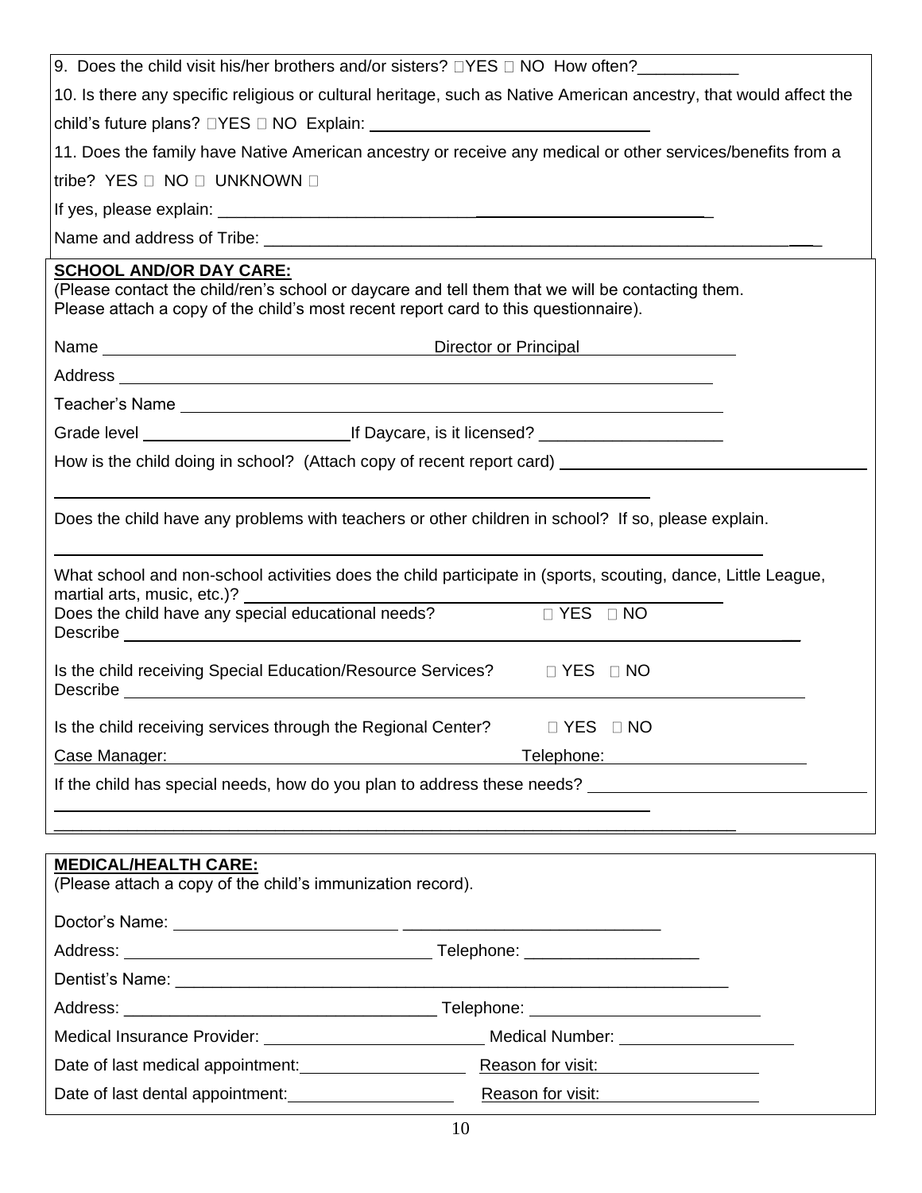9. Does the child visit his/her brothers and/or sisters? ☐YES ☐ NO How often?___________

10. Is there any specific religious or cultural heritage, such as Native American ancestry, that would affect the child's future plans? ☐YES ☐ NO Explain: ______________________________

11. Does the family have Native American ancestry or receive any medical or other services/benefits from a tribe? YES ☐ NO ☐ UNKNOWN ☐

If yes, please explain: ____________________________________________________

Name and address of Tribe: ____________________________________________________

**SCHOOL AND/OR DAY CARE:**

(Please contact the child/ren's school or daycare and tell them that we will be contacting them. Please attach a copy of the child's most recent report card to this questionnaire).

Name ______________________ Director or Principal ______________

Address ____________________________________________________

Teacher's Name ____________________________________________________

Grade level ______________________ If Daycare, is it licensed? ____________________

How is the child doing in school? (Attach copy of recent report card) ______________________

____________________________________________________

Does the child have any problems with teachers or other children in school? If so, please explain.

____________________________________________________

What school and non-school activities does the child participate in (sports, scouting, dance, Little League, martial arts, music, etc.)? ______________________________

Does the child have any special educational needs? ☐ YES ☐ NO

Describe ____________________________________________________

Is the child receiving Special Education/Resource Services? ☐ YES ☐ NO

Describe ____________________________________________________

Is the child receiving services through the Regional Center? ☐ YES ☐ NO

Case Manager: ______________________ Telephone: ______________________

If the child has special needs, how do you plan to address these needs? ______________________

____________________________________________________

____________________________________________________

**MEDICAL/HEALTH CARE:**

(Please attach a copy of the child's immunization record).

Doctor's Name: ____________________________________________________

Address: ______________________ Telephone: ___________________

Dentist's Name: ____________________________________________________

Address: ______________________ Telephone: ___________________

Medical Insurance Provider: ______________________ Medical Number: ___________________

Date of last medical appointment: ______________ Reason for visit: ______________

Date of last dental appointment: ______________ Reason for visit: ______________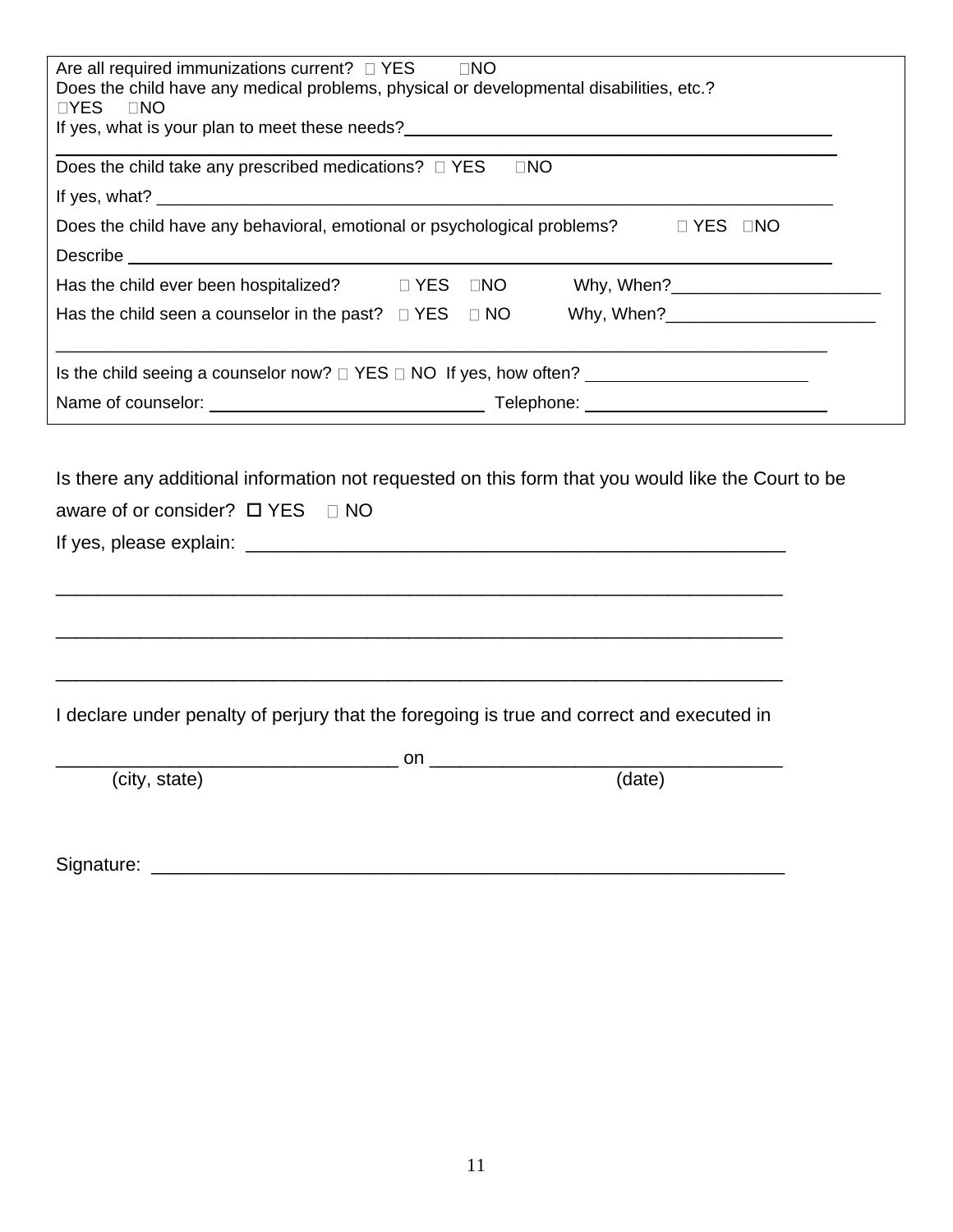Are all required immunizations current? ☐ YES ☐NO

Does the child have any medical problems, physical or developmental disabilities, etc.?
☐YES ☐NO

If yes, what is your plan to meet these needs?_______________________________________________

_______________________________________________________________________________

Does the child take any prescribed medications? ☐ YES ☐NO

If yes, what? _______________________________________________________________________

Does the child have any behavioral, emotional or psychological problems? ☐ YES ☐NO

Describe ___________________________________________________________________________

Has the child ever been hospitalized? ☐ YES ☐NO Why, When?______________________

Has the child seen a counselor in the past? ☐ YES ☐ NO Why, When?______________________

_______________________________________________________________________________

Is the child seeing a counselor now? ☐ YES ☐ NO If yes, how often? ________________________

Name of counselor: ______________________________ Telephone: __________________________

Is there any additional information not requested on this form that you would like the Court to be aware of or consider? ☐ YES ☐ NO

If yes, please explain: ______________________________________________________

_______________________________________________________________________

_______________________________________________________________________

_______________________________________________________________________

I declare under penalty of perjury that the foregoing is true and correct and executed in

__________________________________ on __________________________________
(city, state) (date)

Signature: ______________________________________________________________